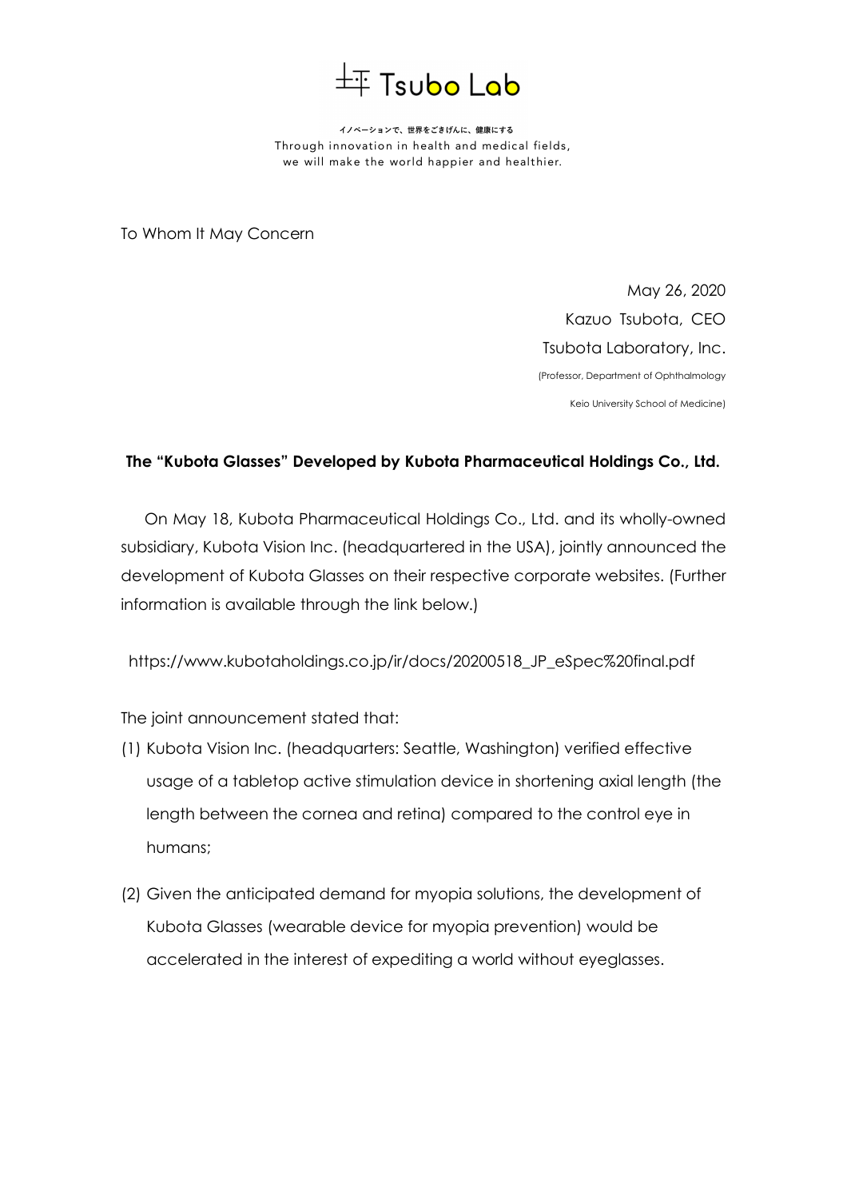坪 Tsubo Lab

イノベーションで、世界をごきげんに、健康にする
Through innovation in health and medical fields,
we will make the world happier and healthier.

To Whom It May Concern

May 26, 2020
Kazuo Tsubota, CEO
Tsubota Laboratory, Inc.
(Professor, Department of Ophthalmology
Keio University School of Medicine)

**The "Kubota Glasses" Developed by Kubota Pharmaceutical Holdings Co., Ltd.**

On May 18, Kubota Pharmaceutical Holdings Co., Ltd. and its wholly-owned subsidiary, Kubota Vision Inc. (headquartered in the USA), jointly announced the development of Kubota Glasses on their respective corporate websites. (Further information is available through the link below.)

https://www.kubotaholdings.co.jp/ir/docs/20200518_JP_eSpec%20final.pdf

The joint announcement stated that:

(1) Kubota Vision Inc. (headquarters: Seattle, Washington) verified effective usage of a tabletop active stimulation device in shortening axial length (the length between the cornea and retina) compared to the control eye in humans;

(2) Given the anticipated demand for myopia solutions, the development of Kubota Glasses (wearable device for myopia prevention) would be accelerated in the interest of expediting a world without eyeglasses.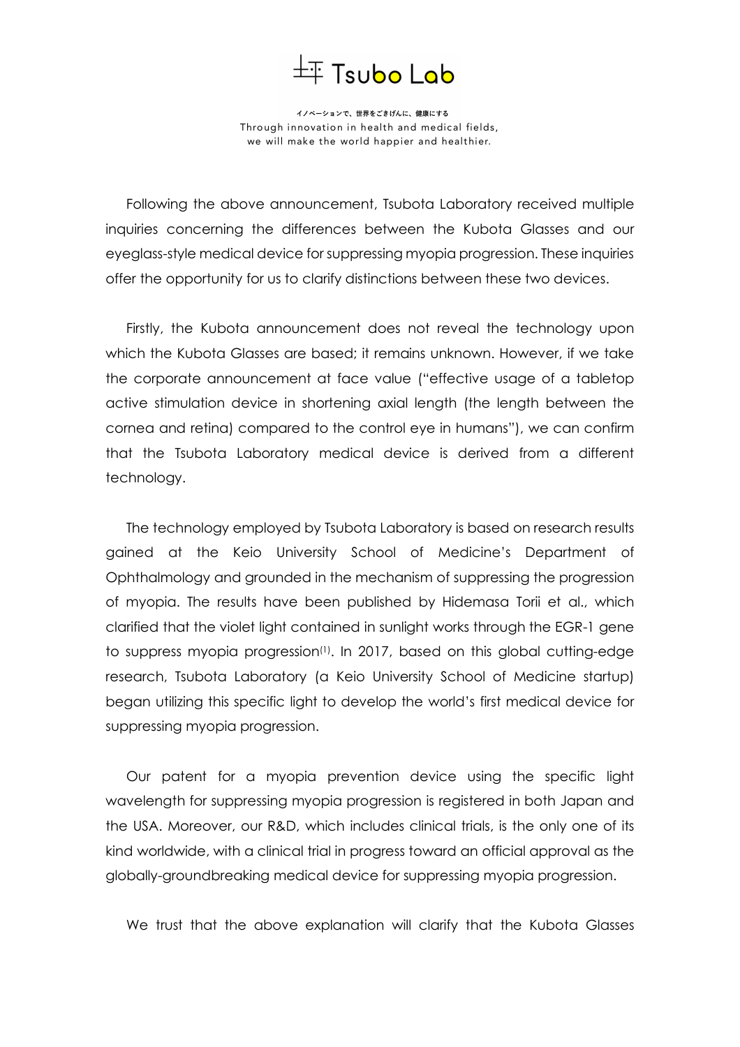Following the above announcement, Tsubota Laboratory received multiple inquiries concerning the differences between the Kubota Glasses and our eyeglass-style medical device for suppressing myopia progression. These inquiries offer the opportunity for us to clarify distinctions between these two devices.

Firstly, the Kubota announcement does not reveal the technology upon which the Kubota Glasses are based; it remains unknown. However, if we take the corporate announcement at face value ("effective usage of a tabletop active stimulation device in shortening axial length (the length between the cornea and retina) compared to the control eye in humans"), we can confirm that the Tsubota Laboratory medical device is derived from a different technology.

The technology employed by Tsubota Laboratory is based on research results gained at the Keio University School of Medicine's Department of Ophthalmology and grounded in the mechanism of suppressing the progression of myopia. The results have been published by Hidemasa Torii et al., which clarified that the violet light contained in sunlight works through the EGR-1 gene to suppress myopia progression[1]. In 2017, based on this global cutting-edge research, Tsubota Laboratory (a Keio University School of Medicine startup) began utilizing this specific light to develop the world's first medical device for suppressing myopia progression.

Our patent for a myopia prevention device using the specific light wavelength for suppressing myopia progression is registered in both Japan and the USA. Moreover, our R&D, which includes clinical trials, is the only one of its kind worldwide, with a clinical trial in progress toward an official approval as the globally-groundbreaking medical device for suppressing myopia progression.

We trust that the above explanation will clarify that the Kubota Glasses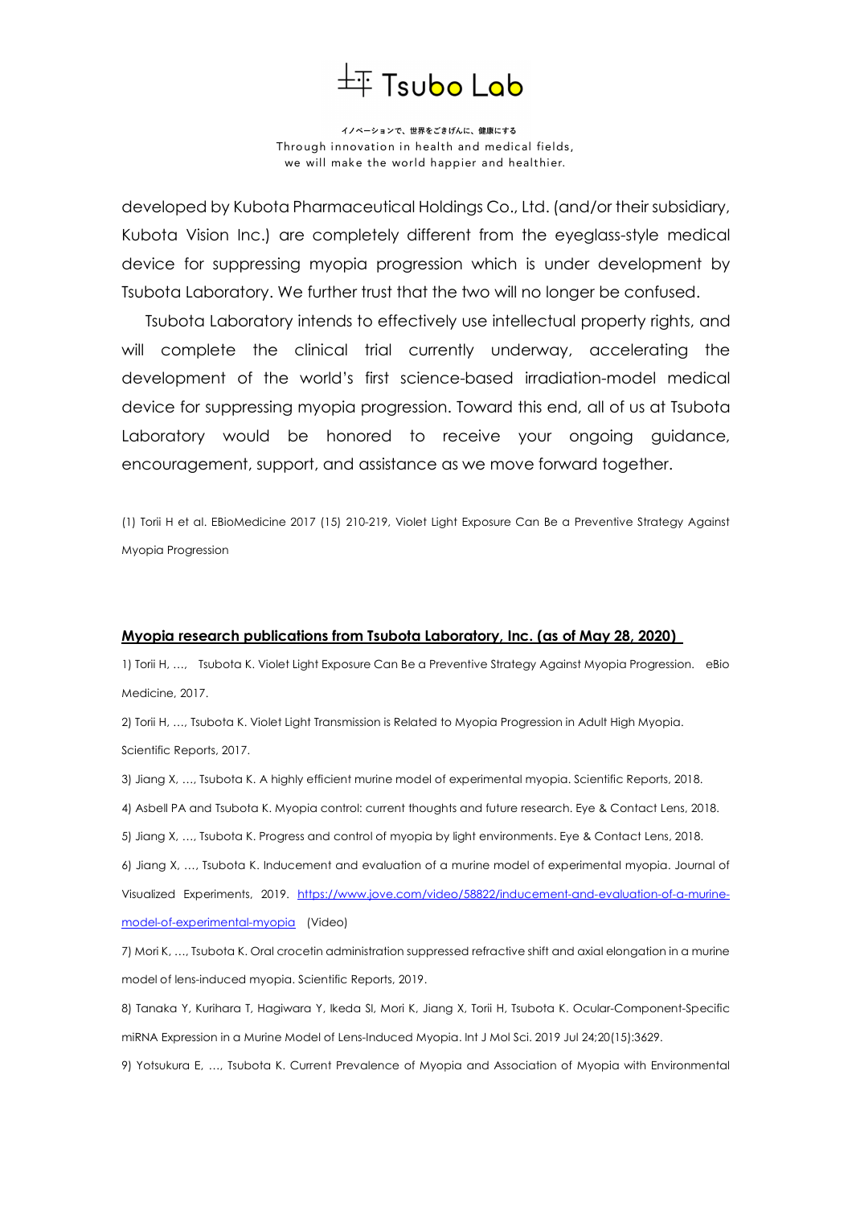developed by Kubota Pharmaceutical Holdings Co., Ltd. (and/or their subsidiary, Kubota Vision Inc.) are completely different from the eyeglass-style medical device for suppressing myopia progression which is under development by Tsubota Laboratory. We further trust that the two will no longer be confused.

Tsubota Laboratory intends to effectively use intellectual property rights, and will complete the clinical trial currently underway, accelerating the development of the world's first science-based irradiation-model medical device for suppressing myopia progression. Toward this end, all of us at Tsubota Laboratory would be honored to receive your ongoing guidance, encouragement, support, and assistance as we move forward together.

(1) Torii H et al. EBioMedicine 2017 (15) 210-219, Violet Light Exposure Can Be a Preventive Strategy Against Myopia Progression

**Myopia research publications from Tsubota Laboratory, Inc. (as of May 28, 2020)**

1) Torii H, …, Tsubota K. Violet Light Exposure Can Be a Preventive Strategy Against Myopia Progression. eBio Medicine, 2017.

2) Torii H, …, Tsubota K. Violet Light Transmission is Related to Myopia Progression in Adult High Myopia. Scientific Reports, 2017.

3) Jiang X, …, Tsubota K. A highly efficient murine model of experimental myopia. Scientific Reports, 2018.

4) Asbell PA and Tsubota K. Myopia control: current thoughts and future research. Eye & Contact Lens, 2018.

5) Jiang X, …, Tsubota K. Progress and control of myopia by light environments. Eye & Contact Lens, 2018.

6) Jiang X, …, Tsubota K. Inducement and evaluation of a murine model of experimental myopia. Journal of Visualized Experiments, 2019. https://www.jove.com/video/58822/inducement-and-evaluation-of-a-murine-model-of-experimental-myopia (Video)

7) Mori K, …, Tsubota K. Oral crocetin administration suppressed refractive shift and axial elongation in a murine model of lens-induced myopia. Scientific Reports, 2019.

8) Tanaka Y, Kurihara T, Hagiwara Y, Ikeda SI, Mori K, Jiang X, Torii H, Tsubota K. Ocular-Component-Specific miRNA Expression in a Murine Model of Lens-Induced Myopia. Int J Mol Sci. 2019 Jul 24;20(15):3629.

9) Yotsukura E, …, Tsubota K. Current Prevalence of Myopia and Association of Myopia with Environmental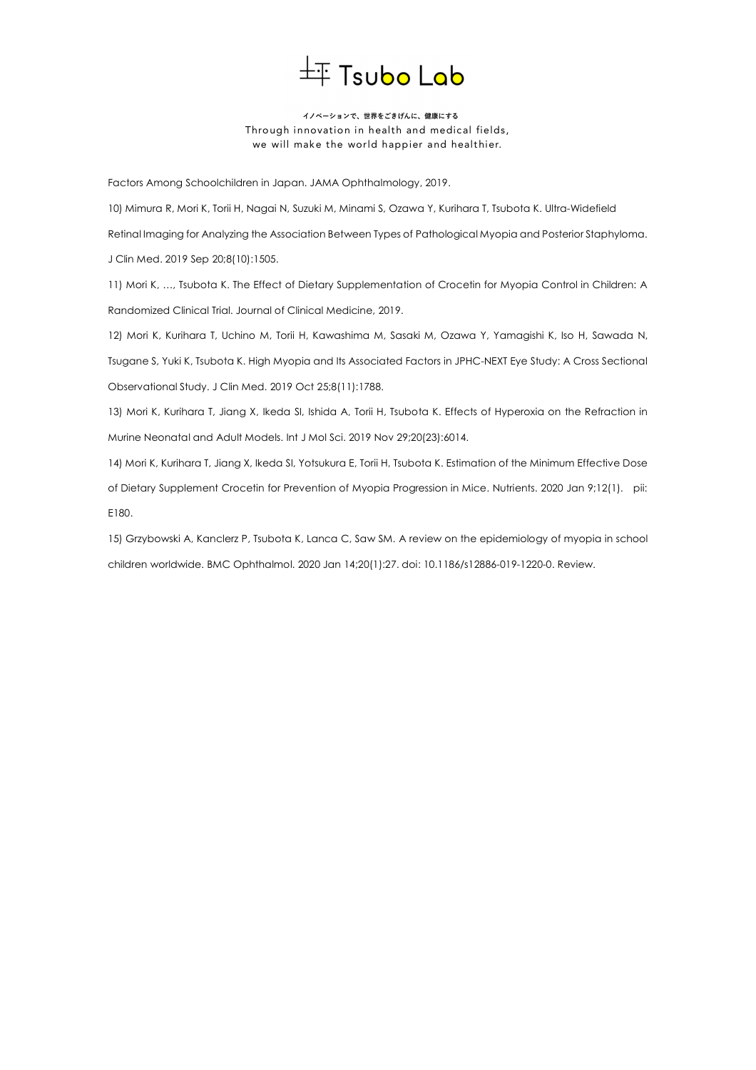Factors Among Schoolchildren in Japan. JAMA Ophthalmology, 2019.

10) Mimura R, Mori K, Torii H, Nagai N, Suzuki M, Minami S, Ozawa Y, Kurihara T, Tsubota K. Ultra-Widefield Retinal Imaging for Analyzing the Association Between Types of Pathological Myopia and Posterior Staphyloma. J Clin Med. 2019 Sep 20;8(10):1505.

11) Mori K, …, Tsubota K. The Effect of Dietary Supplementation of Crocetin for Myopia Control in Children: A Randomized Clinical Trial. Journal of Clinical Medicine, 2019.

12) Mori K, Kurihara T, Uchino M, Torii H, Kawashima M, Sasaki M, Ozawa Y, Yamagishi K, Iso H, Sawada N, Tsugane S, Yuki K, Tsubota K. High Myopia and Its Associated Factors in JPHC-NEXT Eye Study: A Cross Sectional Observational Study. J Clin Med. 2019 Oct 25;8(11):1788.

13) Mori K, Kurihara T, Jiang X, Ikeda SI, Ishida A, Torii H, Tsubota K. Effects of Hyperoxia on the Refraction in Murine Neonatal and Adult Models. Int J Mol Sci. 2019 Nov 29;20(23):6014.

14) Mori K, Kurihara T, Jiang X, Ikeda SI, Yotsukura E, Torii H, Tsubota K. Estimation of the Minimum Effective Dose of Dietary Supplement Crocetin for Prevention of Myopia Progression in Mice. Nutrients. 2020 Jan 9;12(1). pii: E180.

15) Grzybowski A, Kanclerz P, Tsubota K, Lanca C, Saw SM. A review on the epidemiology of myopia in school children worldwide. BMC Ophthalmol. 2020 Jan 14;20(1):27. doi: 10.1186/s12886-019-1220-0. Review.